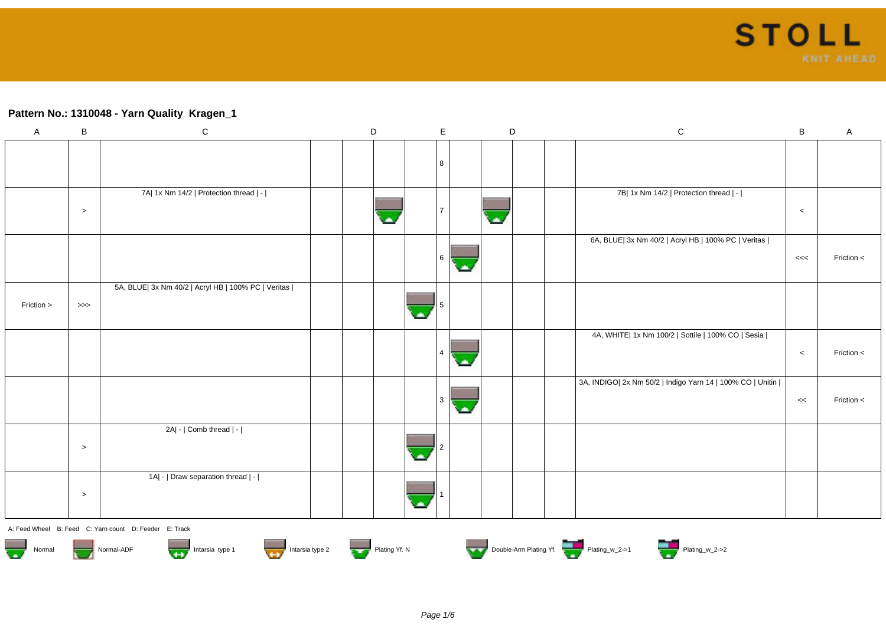## Pattern No.: 1310048 - Yarn Quality Kragen_1

| A | B | C | D | | | | E | | | D | | C | B | A |
|---|---|---|---|---|---|---|---|---|---|---|---|---|---|---|
| | | | | | | | 8 | | | | | | | |
| | > | 7A\| 1x Nm 14/2 \| Protection thread \| - \| | | | | | 7 | | | | | 7B\| 1x Nm 14/2 \| Protection thread \| - \| | < | |
| | | | | | | | 6 | | | | | 6A, BLUE\| 3x Nm 40/2 \| Acryl HB \| 100% PC \| Veritas \| | <<< | Friction < |
| Friction > | >>> | 5A, BLUE\| 3x Nm 40/2 \| Acryl HB \| 100% PC \| Veritas \| | | | | | 5 | | | | | | | |
| | | | | | | | 4 | | | | | 4A, WHITE\| 1x Nm 100/2 \| Sottile \| 100% CO \| Sesia \| | < | Friction < |
| | | | | | | | 3 | | | | | 3A, INDIGO\| 2x Nm 50/2 \| Indigo Yarn 14 \| 100% CO \| Unitin \| | << | Friction < |
| | > | 2A\| - \| Comb thread \| - \| | | | | | 2 | | | | | | | |
| | > | 1A\| - \| Draw separation thread \| - \| | | | | | 1 | | | | | | | |

A: Feed Wheel B: Feed C: Yarn count D: Feeder E: Track

Normal | Normal-ADF | Intarsia type 1 | Intarsia type 2 | Plating Yf. N | Double-Arm Plating Yf. | Plating_w_2->1 | Plating_w_2->2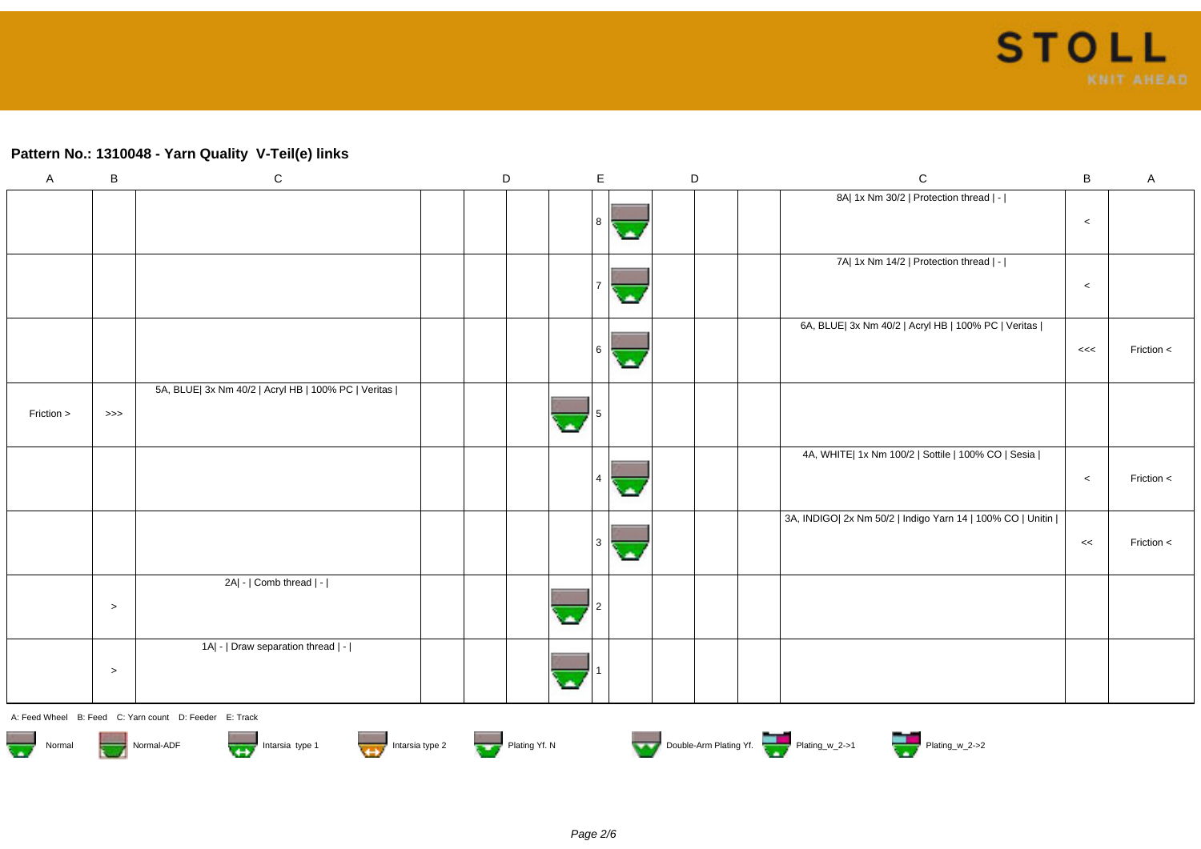## Pattern No.: 1310048 - Yarn Quality V-Teil(e) links

| A | B | C | D | D | | E | | D | D | | C | B | A |
|---|---|---|---|---|---|---|---|---|---|---|---|---|---|
| | | | | | | 8 | | | | | 8A\| 1x Nm 30/2 \| Protection thread \| - \| | < | |
| | | | | | | 7 | | | | | 7A\| 1x Nm 14/2 \| Protection thread \| - \| | < | |
| | | | | | | 6 | | | | | 6A, BLUE\| 3x Nm 40/2 \| Acryl HB \| 100% PC \| Veritas \| | <<< | Friction < |
| Friction > | >>> | 5A, BLUE\| 3x Nm 40/2 \| Acryl HB \| 100% PC \| Veritas \| | | | | 5 | | | | | | | |
| | | | | | | 4 | | | | | 4A, WHITE\| 1x Nm 100/2 \| Sottile \| 100% CO \| Sesia \| | < | Friction < |
| | | | | | | 3 | | | | | 3A, INDIGO\| 2x Nm 50/2 \| Indigo Yarn 14 \| 100% CO \| Unitin \| | << | Friction < |
| | > | 2A\| - \| Comb thread \| - \| | | | | 2 | | | | | | | |
| | > | 1A\| - \| Draw separation thread \| - \| | | | | 1 | | | | | | | |

A: Feed Wheel B: Feed C: Yarn count D: Feeder E: Track

Normal   Normal-ADF   Intarsia type 1   Intarsia type 2   Plating Yf. N   Double-Arm Plating Yf.   Plating_w_2->1   Plating_w_2->2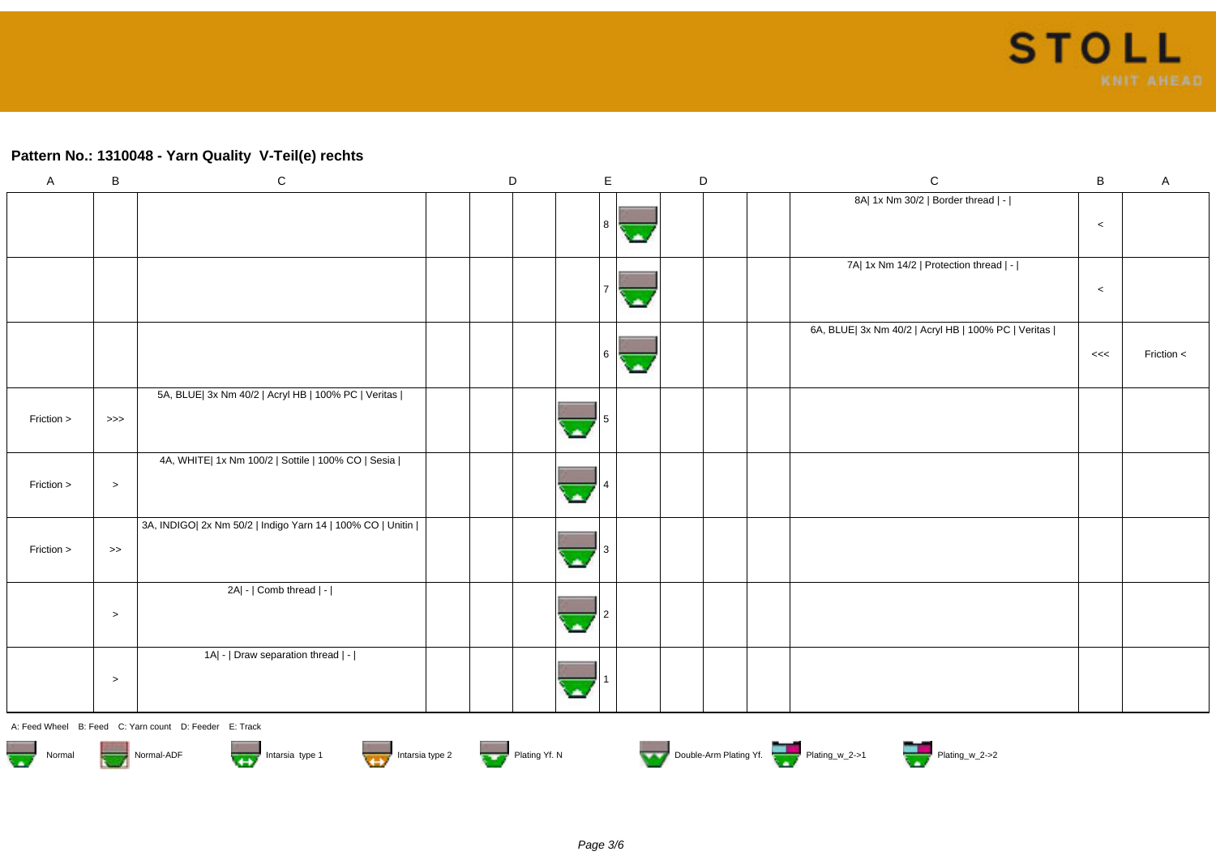## Pattern No.: 1310048 - Yarn Quality V-Teil(e) rechts

| A | B | C | | D | | E | | | D | | C | B | A |
|---|---|---|---|---|---|---|---|---|---|---|---|---|---|
| | | | | | | | 8 | | | | 8A\| 1x Nm 30/2 \| Border thread \| - \| | < | |
| | | | | | | | 7 | | | | 7A\| 1x Nm 14/2 \| Protection thread \| - \| | < | |
| | | | | | | | 6 | | | | 6A, BLUE\| 3x Nm 40/2 \| Acryl HB \| 100% PC \| Veritas \| | <<< | Friction < |
| Friction > | >>> | 5A, BLUE\| 3x Nm 40/2 \| Acryl HB \| 100% PC \| Veritas \| | | | | | 5 | | | | | | |
| Friction > | > | 4A, WHITE\| 1x Nm 100/2 \| Sottile \| 100% CO \| Sesia \| | | | | | 4 | | | | | | |
| Friction > | >> | 3A, INDIGO\| 2x Nm 50/2 \| Indigo Yarn 14 \| 100% CO \| Unitin \| | | | | | 3 | | | | | | |
| | > | 2A\| - \| Comb thread \| - \| | | | | | 2 | | | | | | |
| | > | 1A\| - \| Draw separation thread \| - \| | | | | | 1 | | | | | | |

A: Feed Wheel B: Feed C: Yarn count D: Feeder E: Track

Normal Normal-ADF Intarsia type 1 Intarsia type 2 Plating Yf. N Double-Arm Plating Yf. Plating_w_2->1 Plating_w_2->2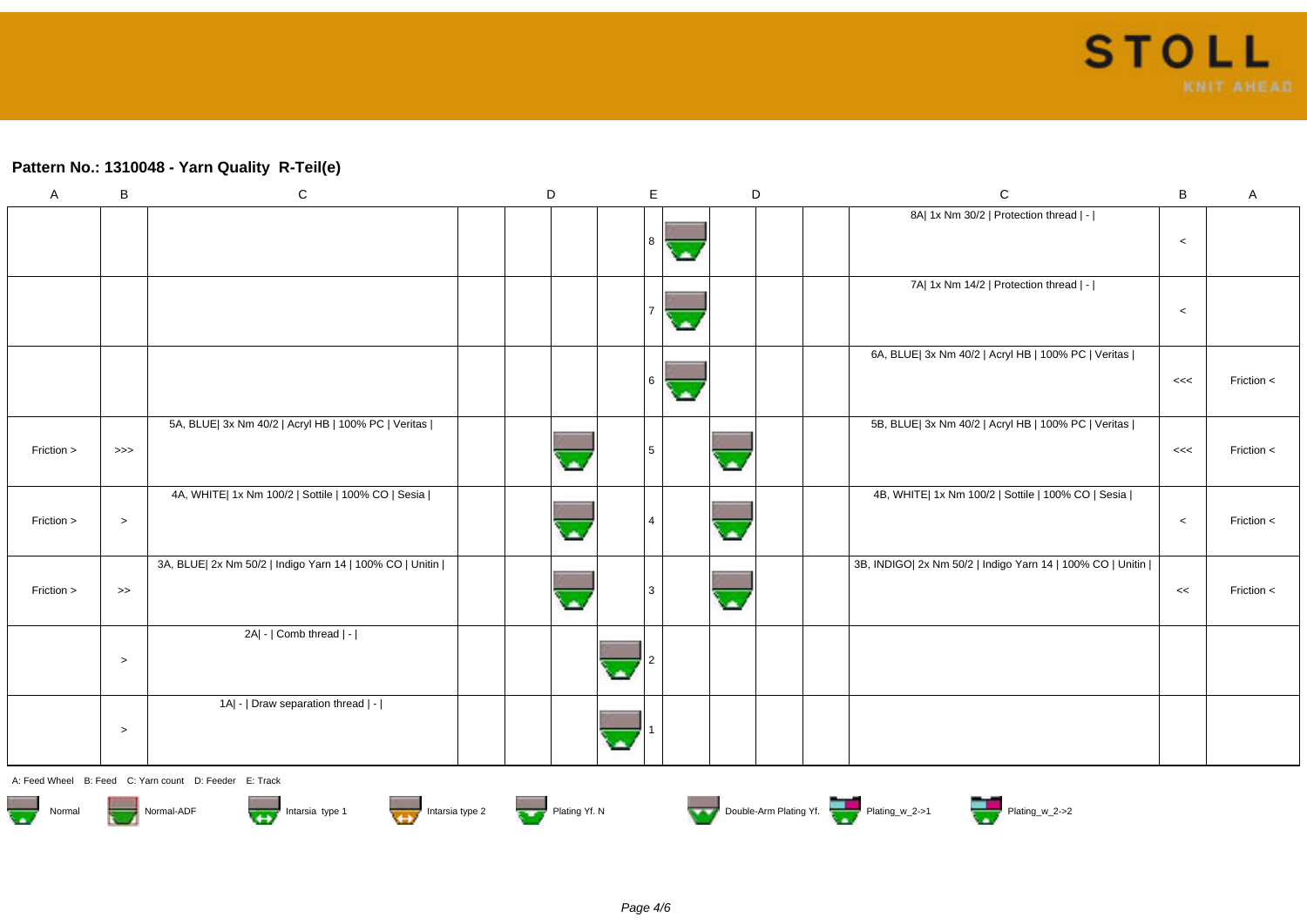## Pattern No.: 1310048 - Yarn Quality R-Teil(e)

| A | B | C | | D | | E | | D | | C | B | A |
|---|---|---|---|---|---|---|---|---|---|---|---|---|
| | | | | | | 8 | | | | 8A\| 1x Nm 30/2 \| Protection thread \| - \| | < | |
| | | | | | | 7 | | | | 7A\| 1x Nm 14/2 \| Protection thread \| - \| | < | |
| | | | | | | 6 | | | | 6A, BLUE\| 3x Nm 40/2 \| Acryl HB \| 100% PC \| Veritas \| | <<< | Friction < |
| Friction > | >>> | 5A, BLUE\| 3x Nm 40/2 \| Acryl HB \| 100% PC \| Veritas \| | | | | 5 | | | | 5B, BLUE\| 3x Nm 40/2 \| Acryl HB \| 100% PC \| Veritas \| | <<< | Friction < |
| Friction > | > | 4A, WHITE\| 1x Nm 100/2 \| Sottile \| 100% CO \| Sesia \| | | | | 4 | | | | 4B, WHITE\| 1x Nm 100/2 \| Sottile \| 100% CO \| Sesia \| | < | Friction < |
| Friction > | >> | 3A, BLUE\| 2x Nm 50/2 \| Indigo Yarn 14 \| 100% CO \| Unitin \| | | | | 3 | | | | 3B, INDIGO\| 2x Nm 50/2 \| Indigo Yarn 14 \| 100% CO \| Unitin \| | << | Friction < |
| | > | 2A\| - \| Comb thread \| - \| | | | | 2 | | | | | | |
| | > | 1A\| - \| Draw separation thread \| - \| | | | | 1 | | | | | | |

A: Feed Wheel B: Feed C: Yarn count D: Feeder E: Track

Normal  Normal-ADF  Intarsia type 1  Intarsia type 2  Plating Yf. N  Double-Arm Plating Yf.  Plating_w_2->1  Plating_w_2->2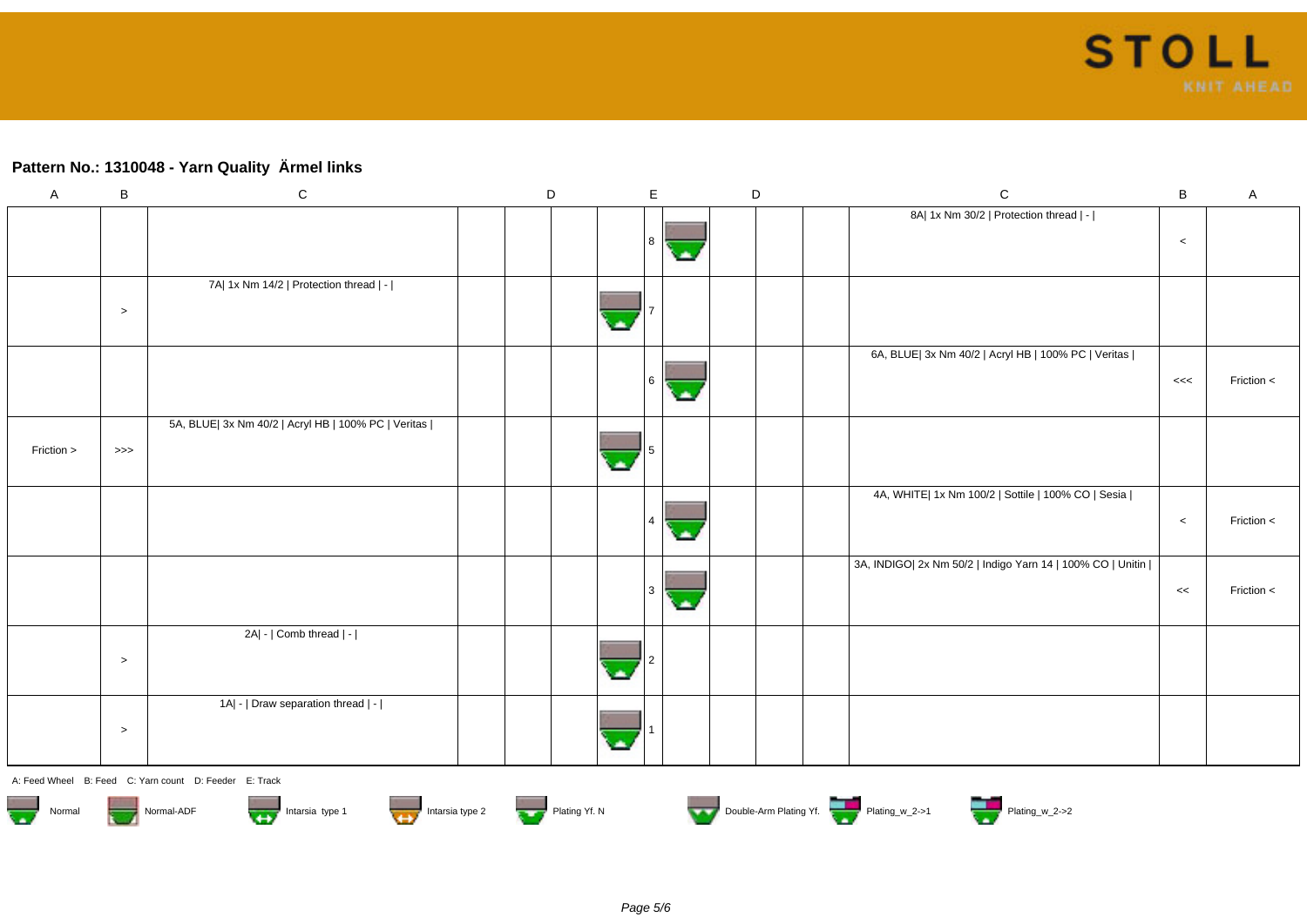## Pattern No.: 1310048 - Yarn Quality  Ärmel links

| A | B | C | | D | | E | | | D | | C | B | A |
|---|---|---|---|---|---|---|---|---|---|---|---|---|---|
| | | | | | | | 8 | | | | 8A\| 1x Nm 30/2 \| Protection thread \| - \| | < | |
| | > | 7A\| 1x Nm 14/2 \| Protection thread \| - \| | | | | | 7 | | | | | | |
| | | | | | | | 6 | | | | 6A, BLUE\| 3x Nm 40/2 \| Acryl HB \| 100% PC \| Veritas \| | <<< | Friction < |
| Friction > | >>> | 5A, BLUE\| 3x Nm 40/2 \| Acryl HB \| 100% PC \| Veritas \| | | | | | 5 | | | | | | |
| | | | | | | | 4 | | | | 4A, WHITE\| 1x Nm 100/2 \| Sottile \| 100% CO \| Sesia \| | < | Friction < |
| | | | | | | | 3 | | | | 3A, INDIGO\| 2x Nm 50/2 \| Indigo Yarn 14 \| 100% CO \| Unitin \| | << | Friction < |
| | > | 2A\| - \| Comb thread \| - \| | | | | | 2 | | | | | | |
| | > | 1A\| - \| Draw separation thread \| - \| | | | | | 1 | | | | | | |

A: Feed Wheel   B: Feed   C: Yarn count   D: Feeder   E: Track

Normal   Normal-ADF   Intarsia type 1   Intarsia type 2   Plating Yf. N   Double-Arm Plating Yf.   Plating_w_2->1   Plating_w_2->2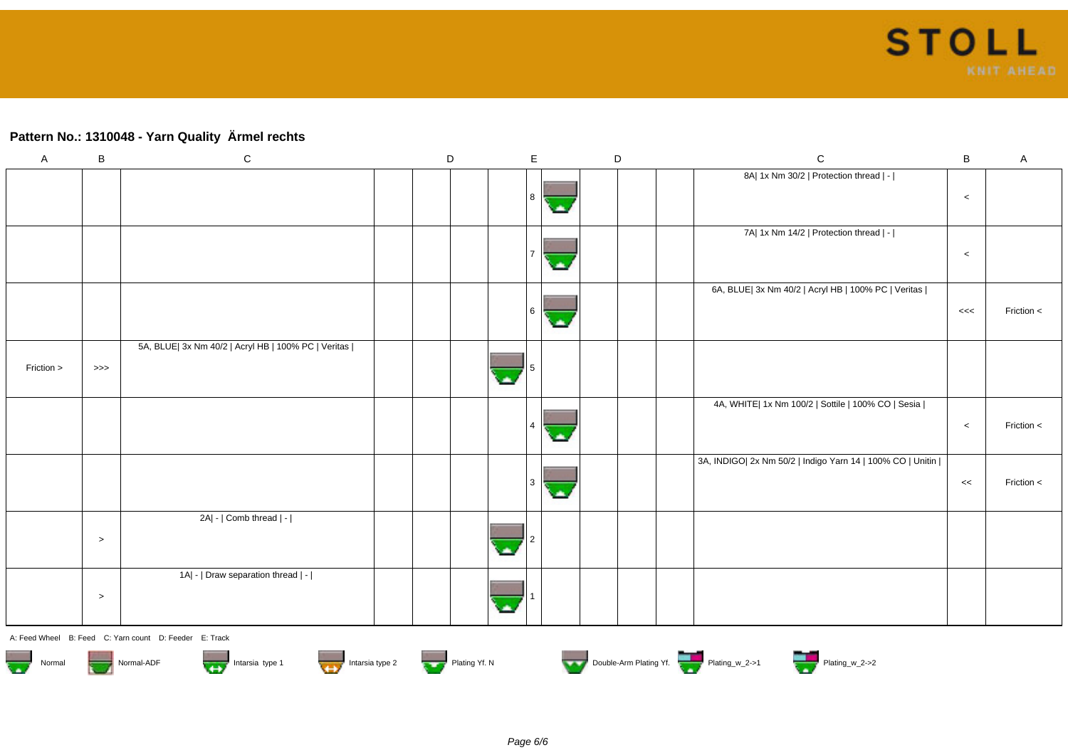## Pattern No.: 1310048 - Yarn Quality  Ärmel rechts

| A | B | C | D | | E | | D | | C | B | A |
|---|---|---|---|---|---|---|---|---|---|---|---|
| | | | | | 8 | | | | 8A\| 1x Nm 30/2 \| Protection thread \| - \| | < | |
| | | | | | 7 | | | | 7A\| 1x Nm 14/2 \| Protection thread \| - \| | < | |
| | | | | | 6 | | | | 6A, BLUE\| 3x Nm 40/2 \| Acryl HB \| 100% PC \| Veritas \| | <<< | Friction < |
| Friction > | >>> | 5A, BLUE\| 3x Nm 40/2 \| Acryl HB \| 100% PC \| Veritas \| | | | 5 | | | | | | |
| | | | | | 4 | | | | 4A, WHITE\| 1x Nm 100/2 \| Sottile \| 100% CO \| Sesia \| | < | Friction < |
| | | | | | 3 | | | | 3A, INDIGO\| 2x Nm 50/2 \| Indigo Yarn 14 \| 100% CO \| Unitin \| | << | Friction < |
| | > | 2A\| - \| Comb thread \| - \| | | | 2 | | | | | | |
| | > | 1A\| - \| Draw separation thread \| - \| | | | 1 | | | | | | |

A: Feed Wheel   B: Feed   C: Yarn count   D: Feeder   E: Track

Normal   Normal-ADF   Intarsia type 1   Intarsia type 2   Plating Yf. N   Double-Arm Plating Yf.   Plating_w_2->1   Plating_w_2->2